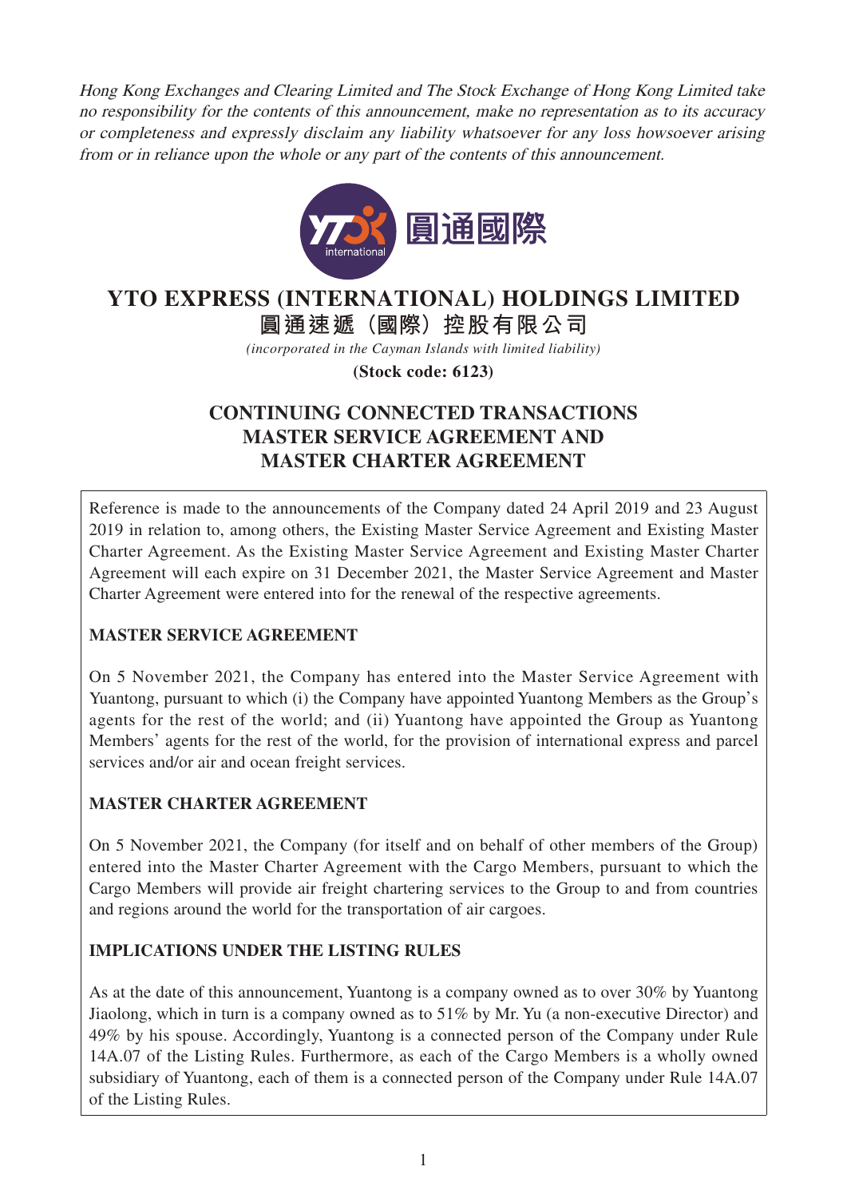*Hong Kong Exchanges and Clearing Limited and The Stock Exchange of Hong Kong Limited take no responsibility for the contents of this announcement, make no representation as to its accuracy or completeness and expressly disclaim any liability whatsoever for any loss howsoever arising from or in reliance upon the whole or any part of the contents of this announcement.*

圓通國際

# YTO EXPRESS (INTERNATIONAL) HOLDINGS LIMITED

# 圓通速遞（國際）控股有限公司

*(incorporated in the Cayman Islands with limited liability)*

**(Stock code: 6123)**

## CONTINUING CONNECTED TRANSACTIONS MASTER SERVICE AGREEMENT AND MASTER CHARTER AGREEMENT

Reference is made to the announcements of the Company dated 24 April 2019 and 23 August 2019 in relation to, among others, the Existing Master Service Agreement and Existing Master Charter Agreement. As the Existing Master Service Agreement and Existing Master Charter Agreement will each expire on 31 December 2021, the Master Service Agreement and Master Charter Agreement were entered into for the renewal of the respective agreements.

### MASTER SERVICE AGREEMENT

On 5 November 2021, the Company has entered into the Master Service Agreement with Yuantong, pursuant to which (i) the Company have appointed Yuantong Members as the Group's agents for the rest of the world; and (ii) Yuantong have appointed the Group as Yuantong Members' agents for the rest of the world, for the provision of international express and parcel services and/or air and ocean freight services.

### MASTER CHARTER AGREEMENT

On 5 November 2021, the Company (for itself and on behalf of other members of the Group) entered into the Master Charter Agreement with the Cargo Members, pursuant to which the Cargo Members will provide air freight chartering services to the Group to and from countries and regions around the world for the transportation of air cargoes.

### IMPLICATIONS UNDER THE LISTING RULES

As at the date of this announcement, Yuantong is a company owned as to over 30% by Yuantong Jiaolong, which in turn is a company owned as to 51% by Mr. Yu (a non-executive Director) and 49% by his spouse. Accordingly, Yuantong is a connected person of the Company under Rule 14A.07 of the Listing Rules. Furthermore, as each of the Cargo Members is a wholly owned subsidiary of Yuantong, each of them is a connected person of the Company under Rule 14A.07 of the Listing Rules.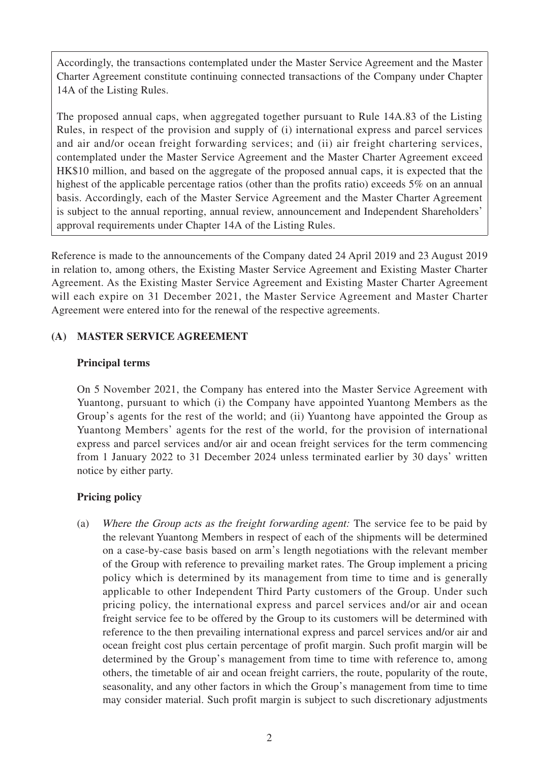Accordingly, the transactions contemplated under the Master Service Agreement and the Master Charter Agreement constitute continuing connected transactions of the Company under Chapter 14A of the Listing Rules.

The proposed annual caps, when aggregated together pursuant to Rule 14A.83 of the Listing Rules, in respect of the provision and supply of (i) international express and parcel services and air and/or ocean freight forwarding services; and (ii) air freight chartering services, contemplated under the Master Service Agreement and the Master Charter Agreement exceed HK$10 million, and based on the aggregate of the proposed annual caps, it is expected that the highest of the applicable percentage ratios (other than the profits ratio) exceeds 5% on an annual basis. Accordingly, each of the Master Service Agreement and the Master Charter Agreement is subject to the annual reporting, annual review, announcement and Independent Shareholders' approval requirements under Chapter 14A of the Listing Rules.

Reference is made to the announcements of the Company dated 24 April 2019 and 23 August 2019 in relation to, among others, the Existing Master Service Agreement and Existing Master Charter Agreement. As the Existing Master Service Agreement and Existing Master Charter Agreement will each expire on 31 December 2021, the Master Service Agreement and Master Charter Agreement were entered into for the renewal of the respective agreements.

## (A) MASTER SERVICE AGREEMENT

### Principal terms

On 5 November 2021, the Company has entered into the Master Service Agreement with Yuantong, pursuant to which (i) the Company have appointed Yuantong Members as the Group's agents for the rest of the world; and (ii) Yuantong have appointed the Group as Yuantong Members' agents for the rest of the world, for the provision of international express and parcel services and/or air and ocean freight services for the term commencing from 1 January 2022 to 31 December 2024 unless terminated earlier by 30 days' written notice by either party.

### Pricing policy

(a) *Where the Group acts as the freight forwarding agent:* The service fee to be paid by the relevant Yuantong Members in respect of each of the shipments will be determined on a case-by-case basis based on arm's length negotiations with the relevant member of the Group with reference to prevailing market rates. The Group implement a pricing policy which is determined by its management from time to time and is generally applicable to other Independent Third Party customers of the Group. Under such pricing policy, the international express and parcel services and/or air and ocean freight service fee to be offered by the Group to its customers will be determined with reference to the then prevailing international express and parcel services and/or air and ocean freight cost plus certain percentage of profit margin. Such profit margin will be determined by the Group's management from time to time with reference to, among others, the timetable of air and ocean freight carriers, the route, popularity of the route, seasonality, and any other factors in which the Group's management from time to time may consider material. Such profit margin is subject to such discretionary adjustments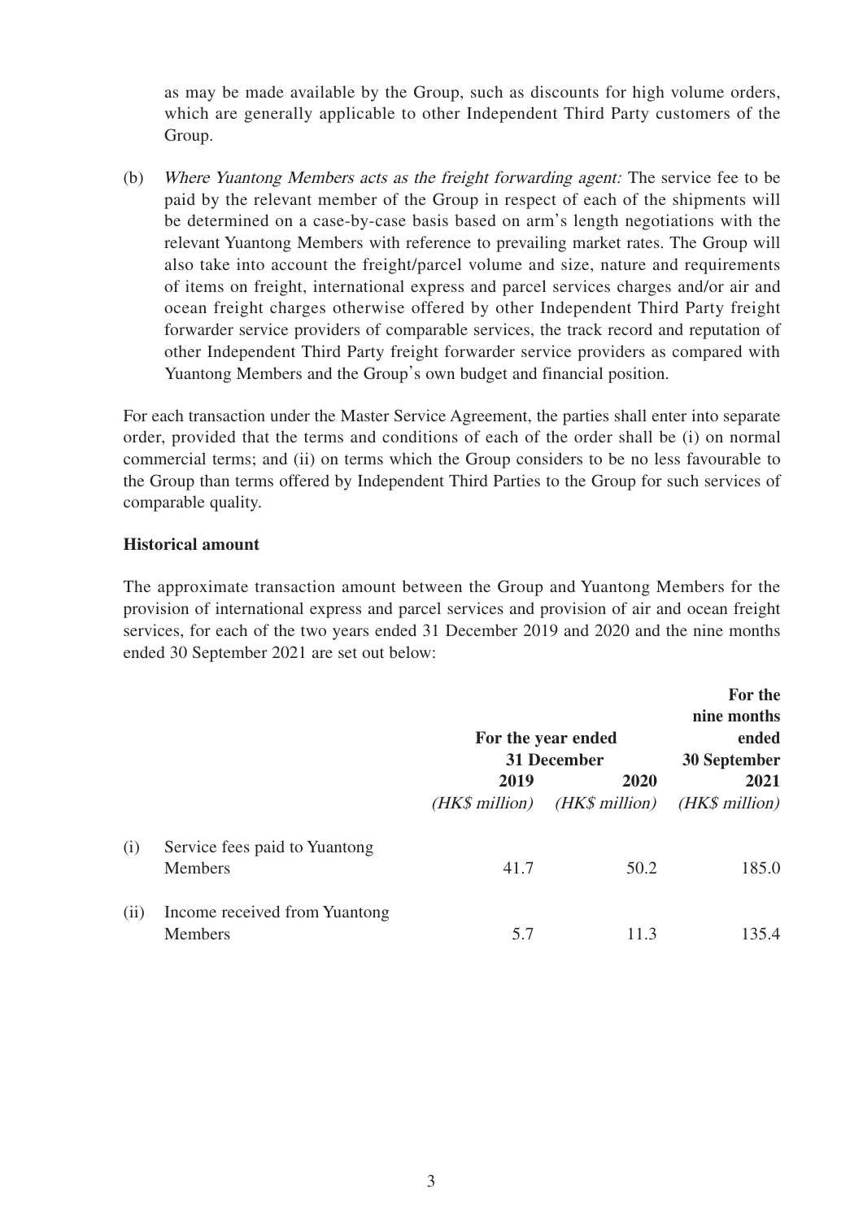as may be made available by the Group, such as discounts for high volume orders, which are generally applicable to other Independent Third Party customers of the Group.

(b) *Where Yuantong Members acts as the freight forwarding agent:* The service fee to be paid by the relevant member of the Group in respect of each of the shipments will be determined on a case-by-case basis based on arm's length negotiations with the relevant Yuantong Members with reference to prevailing market rates. The Group will also take into account the freight/parcel volume and size, nature and requirements of items on freight, international express and parcel services charges and/or air and ocean freight charges otherwise offered by other Independent Third Party freight forwarder service providers of comparable services, the track record and reputation of other Independent Third Party freight forwarder service providers as compared with Yuantong Members and the Group's own budget and financial position.

For each transaction under the Master Service Agreement, the parties shall enter into separate order, provided that the terms and conditions of each of the order shall be (i) on normal commercial terms; and (ii) on terms which the Group considers to be no less favourable to the Group than terms offered by Independent Third Parties to the Group for such services of comparable quality.

**Historical amount**

The approximate transaction amount between the Group and Yuantong Members for the provision of international express and parcel services and provision of air and ocean freight services, for each of the two years ended 31 December 2019 and 2020 and the nine months ended 30 September 2021 are set out below:

| | | **For the year ended 31 December** | | **For the nine months ended 30 September** |
|---|---|---|---|---|
| | | **2019** | **2020** | **2021** |
| | | *(HK$ million)* | *(HK$ million)* | *(HK$ million)* |
| (i) | Service fees paid to Yuantong Members | 41.7 | 50.2 | 185.0 |
| (ii) | Income received from Yuantong Members | 5.7 | 11.3 | 135.4 |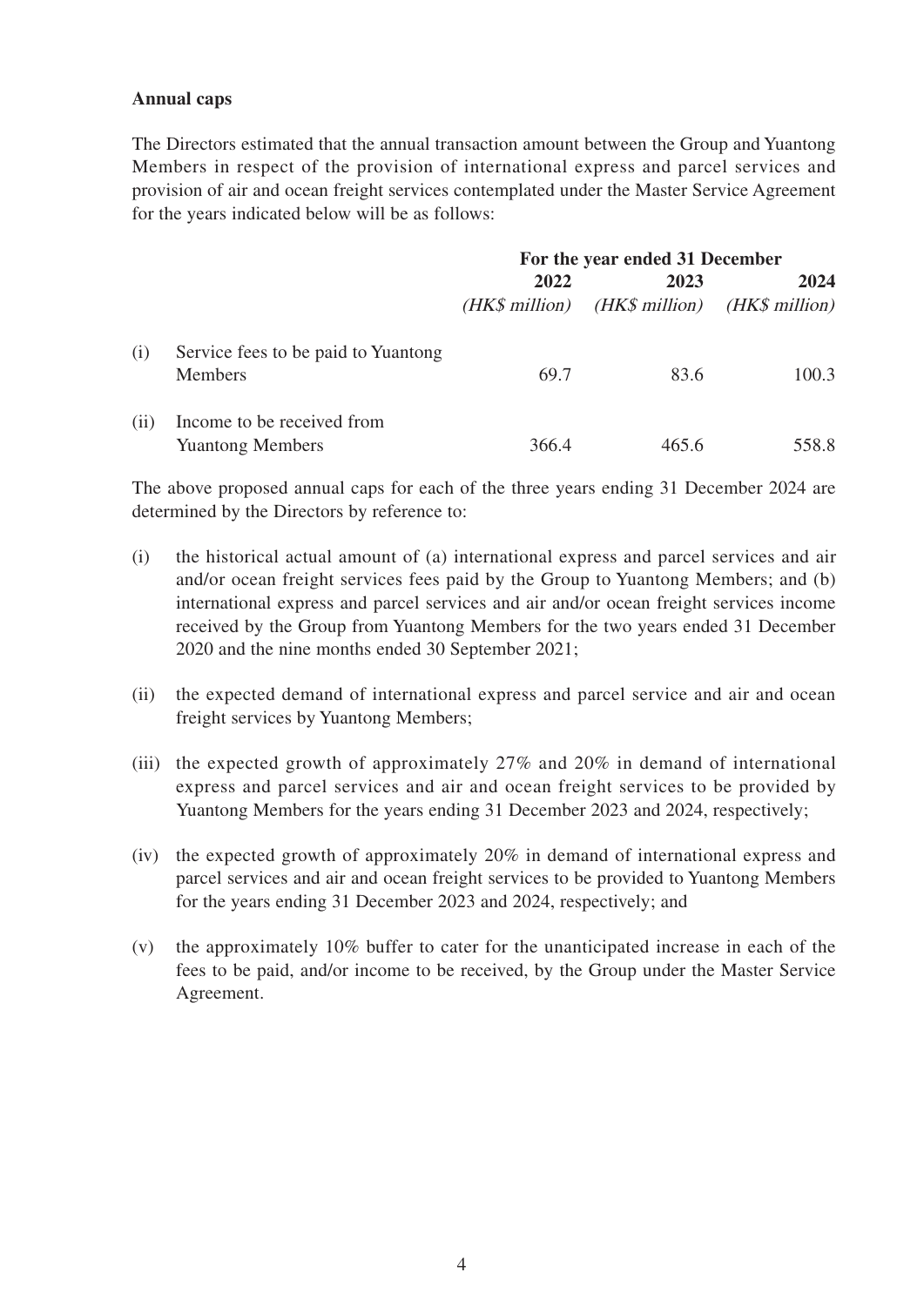**Annual caps**

The Directors estimated that the annual transaction amount between the Group and Yuantong Members in respect of the provision of international express and parcel services and provision of air and ocean freight services contemplated under the Master Service Agreement for the years indicated below will be as follows:

| | | For the year ended 31 December | | |
|---|---|---|---|---|
| | | **2022** | **2023** | **2024** |
| | | *(HK$ million)* | *(HK$ million)* | *(HK$ million)* |
| (i) | Service fees to be paid to Yuantong Members | 69.7 | 83.6 | 100.3 |
| (ii) | Income to be received from Yuantong Members | 366.4 | 465.6 | 558.8 |

The above proposed annual caps for each of the three years ending 31 December 2024 are determined by the Directors by reference to:

(i) the historical actual amount of (a) international express and parcel services and air and/or ocean freight services fees paid by the Group to Yuantong Members; and (b) international express and parcel services and air and/or ocean freight services income received by the Group from Yuantong Members for the two years ended 31 December 2020 and the nine months ended 30 September 2021;

(ii) the expected demand of international express and parcel service and air and ocean freight services by Yuantong Members;

(iii) the expected growth of approximately 27% and 20% in demand of international express and parcel services and air and ocean freight services to be provided by Yuantong Members for the years ending 31 December 2023 and 2024, respectively;

(iv) the expected growth of approximately 20% in demand of international express and parcel services and air and ocean freight services to be provided to Yuantong Members for the years ending 31 December 2023 and 2024, respectively; and

(v) the approximately 10% buffer to cater for the unanticipated increase in each of the fees to be paid, and/or income to be received, by the Group under the Master Service Agreement.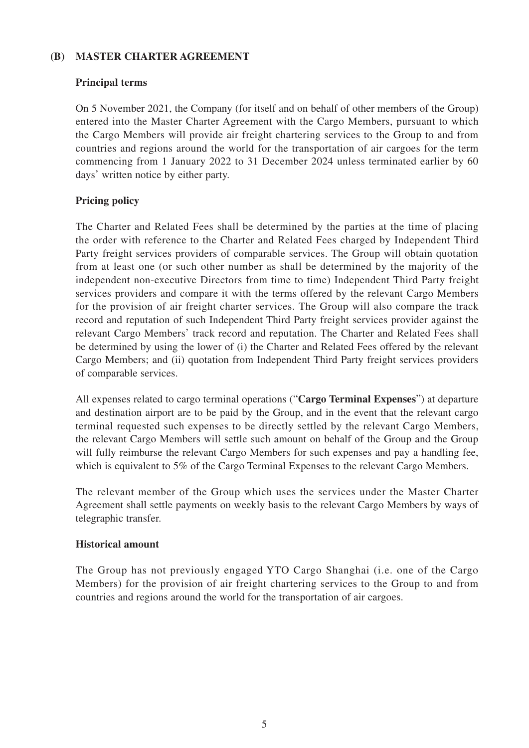## (B) MASTER CHARTER AGREEMENT

### Principal terms

On 5 November 2021, the Company (for itself and on behalf of other members of the Group) entered into the Master Charter Agreement with the Cargo Members, pursuant to which the Cargo Members will provide air freight chartering services to the Group to and from countries and regions around the world for the transportation of air cargoes for the term commencing from 1 January 2022 to 31 December 2024 unless terminated earlier by 60 days' written notice by either party.

### Pricing policy

The Charter and Related Fees shall be determined by the parties at the time of placing the order with reference to the Charter and Related Fees charged by Independent Third Party freight services providers of comparable services. The Group will obtain quotation from at least one (or such other number as shall be determined by the majority of the independent non-executive Directors from time to time) Independent Third Party freight services providers and compare it with the terms offered by the relevant Cargo Members for the provision of air freight charter services. The Group will also compare the track record and reputation of such Independent Third Party freight services provider against the relevant Cargo Members' track record and reputation. The Charter and Related Fees shall be determined by using the lower of (i) the Charter and Related Fees offered by the relevant Cargo Members; and (ii) quotation from Independent Third Party freight services providers of comparable services.

All expenses related to cargo terminal operations ("**Cargo Terminal Expenses**") at departure and destination airport are to be paid by the Group, and in the event that the relevant cargo terminal requested such expenses to be directly settled by the relevant Cargo Members, the relevant Cargo Members will settle such amount on behalf of the Group and the Group will fully reimburse the relevant Cargo Members for such expenses and pay a handling fee, which is equivalent to 5% of the Cargo Terminal Expenses to the relevant Cargo Members.

The relevant member of the Group which uses the services under the Master Charter Agreement shall settle payments on weekly basis to the relevant Cargo Members by ways of telegraphic transfer.

### Historical amount

The Group has not previously engaged YTO Cargo Shanghai (i.e. one of the Cargo Members) for the provision of air freight chartering services to the Group to and from countries and regions around the world for the transportation of air cargoes.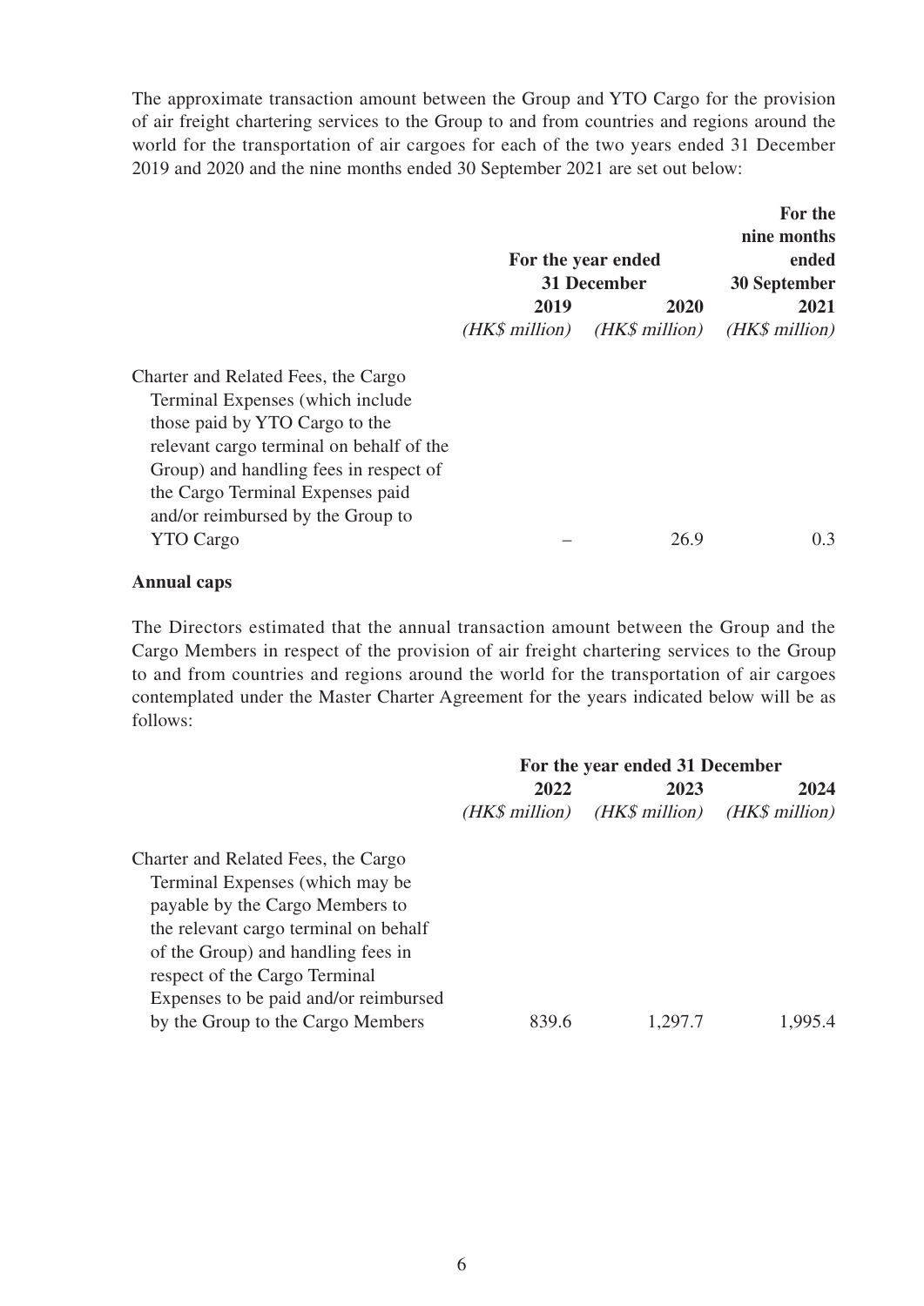The approximate transaction amount between the Group and YTO Cargo for the provision of air freight chartering services to the Group to and from countries and regions around the world for the transportation of air cargoes for each of the two years ended 31 December 2019 and 2020 and the nine months ended 30 September 2021 are set out below:

| | For the year ended 31 December | | For the nine months ended 30 September |
|---|---|---|---|
| | **2019** | **2020** | **2021** |
| | *(HK$ million)* | *(HK$ million)* | *(HK$ million)* |
| Charter and Related Fees, the Cargo Terminal Expenses (which include those paid by YTO Cargo to the relevant cargo terminal on behalf of the Group) and handling fees in respect of the Cargo Terminal Expenses paid and/or reimbursed by the Group to YTO Cargo | – | 26.9 | 0.3 |

**Annual caps**

The Directors estimated that the annual transaction amount between the Group and the Cargo Members in respect of the provision of air freight chartering services to the Group to and from countries and regions around the world for the transportation of air cargoes contemplated under the Master Charter Agreement for the years indicated below will be as follows:

| | For the year ended 31 December | | |
|---|---|---|---|
| | **2022** | **2023** | **2024** |
| | *(HK$ million)* | *(HK$ million)* | *(HK$ million)* |
| Charter and Related Fees, the Cargo Terminal Expenses (which may be payable by the Cargo Members to the relevant cargo terminal on behalf of the Group) and handling fees in respect of the Cargo Terminal Expenses to be paid and/or reimbursed by the Group to the Cargo Members | 839.6 | 1,297.7 | 1,995.4 |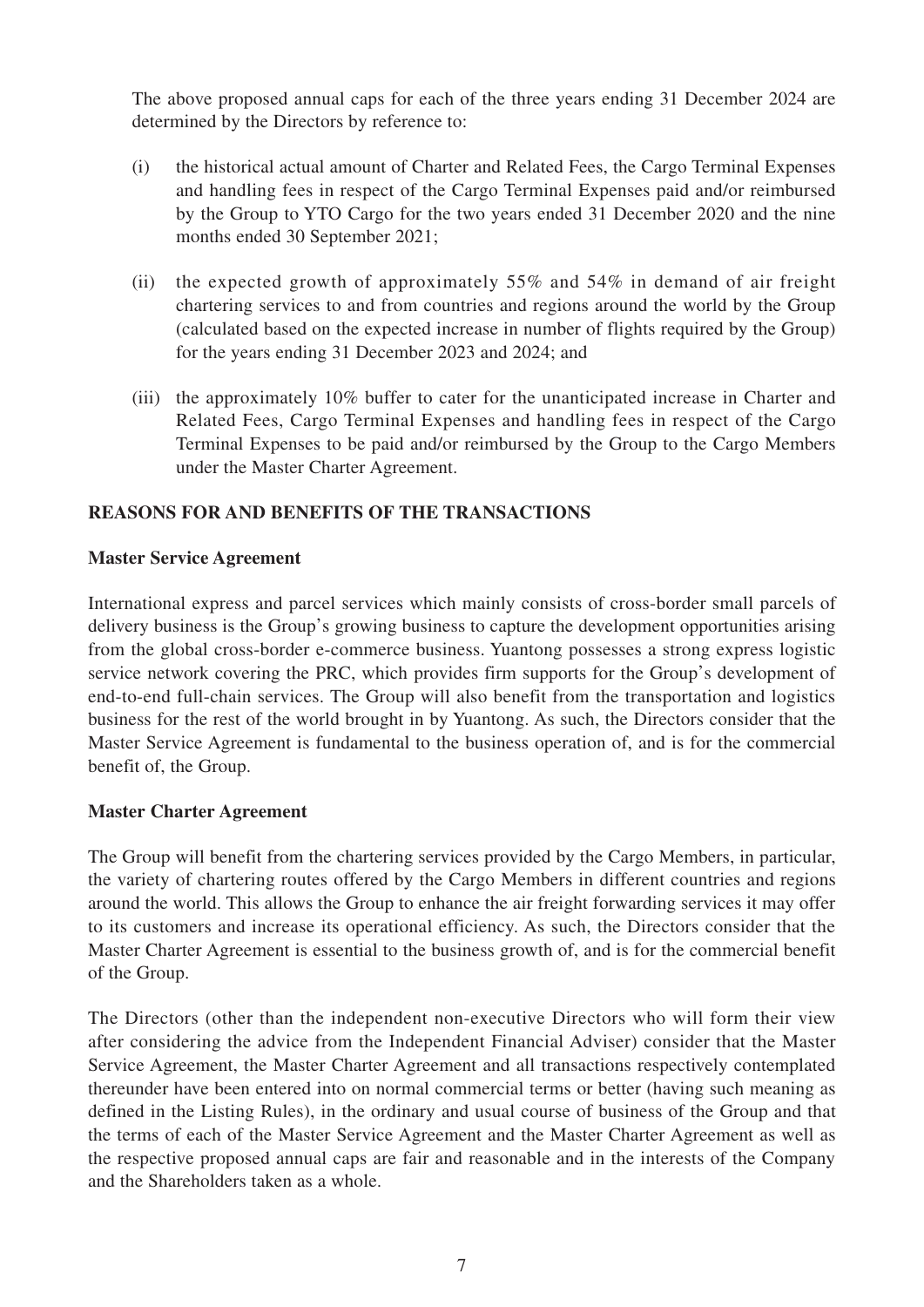The above proposed annual caps for each of the three years ending 31 December 2024 are determined by the Directors by reference to:

(i) the historical actual amount of Charter and Related Fees, the Cargo Terminal Expenses and handling fees in respect of the Cargo Terminal Expenses paid and/or reimbursed by the Group to YTO Cargo for the two years ended 31 December 2020 and the nine months ended 30 September 2021;

(ii) the expected growth of approximately 55% and 54% in demand of air freight chartering services to and from countries and regions around the world by the Group (calculated based on the expected increase in number of flights required by the Group) for the years ending 31 December 2023 and 2024; and

(iii) the approximately 10% buffer to cater for the unanticipated increase in Charter and Related Fees, Cargo Terminal Expenses and handling fees in respect of the Cargo Terminal Expenses to be paid and/or reimbursed by the Group to the Cargo Members under the Master Charter Agreement.

**REASONS FOR AND BENEFITS OF THE TRANSACTIONS**

**Master Service Agreement**

International express and parcel services which mainly consists of cross-border small parcels of delivery business is the Group's growing business to capture the development opportunities arising from the global cross-border e-commerce business. Yuantong possesses a strong express logistic service network covering the PRC, which provides firm supports for the Group's development of end-to-end full-chain services. The Group will also benefit from the transportation and logistics business for the rest of the world brought in by Yuantong. As such, the Directors consider that the Master Service Agreement is fundamental to the business operation of, and is for the commercial benefit of, the Group.

**Master Charter Agreement**

The Group will benefit from the chartering services provided by the Cargo Members, in particular, the variety of chartering routes offered by the Cargo Members in different countries and regions around the world. This allows the Group to enhance the air freight forwarding services it may offer to its customers and increase its operational efficiency. As such, the Directors consider that the Master Charter Agreement is essential to the business growth of, and is for the commercial benefit of the Group.

The Directors (other than the independent non-executive Directors who will form their view after considering the advice from the Independent Financial Adviser) consider that the Master Service Agreement, the Master Charter Agreement and all transactions respectively contemplated thereunder have been entered into on normal commercial terms or better (having such meaning as defined in the Listing Rules), in the ordinary and usual course of business of the Group and that the terms of each of the Master Service Agreement and the Master Charter Agreement as well as the respective proposed annual caps are fair and reasonable and in the interests of the Company and the Shareholders taken as a whole.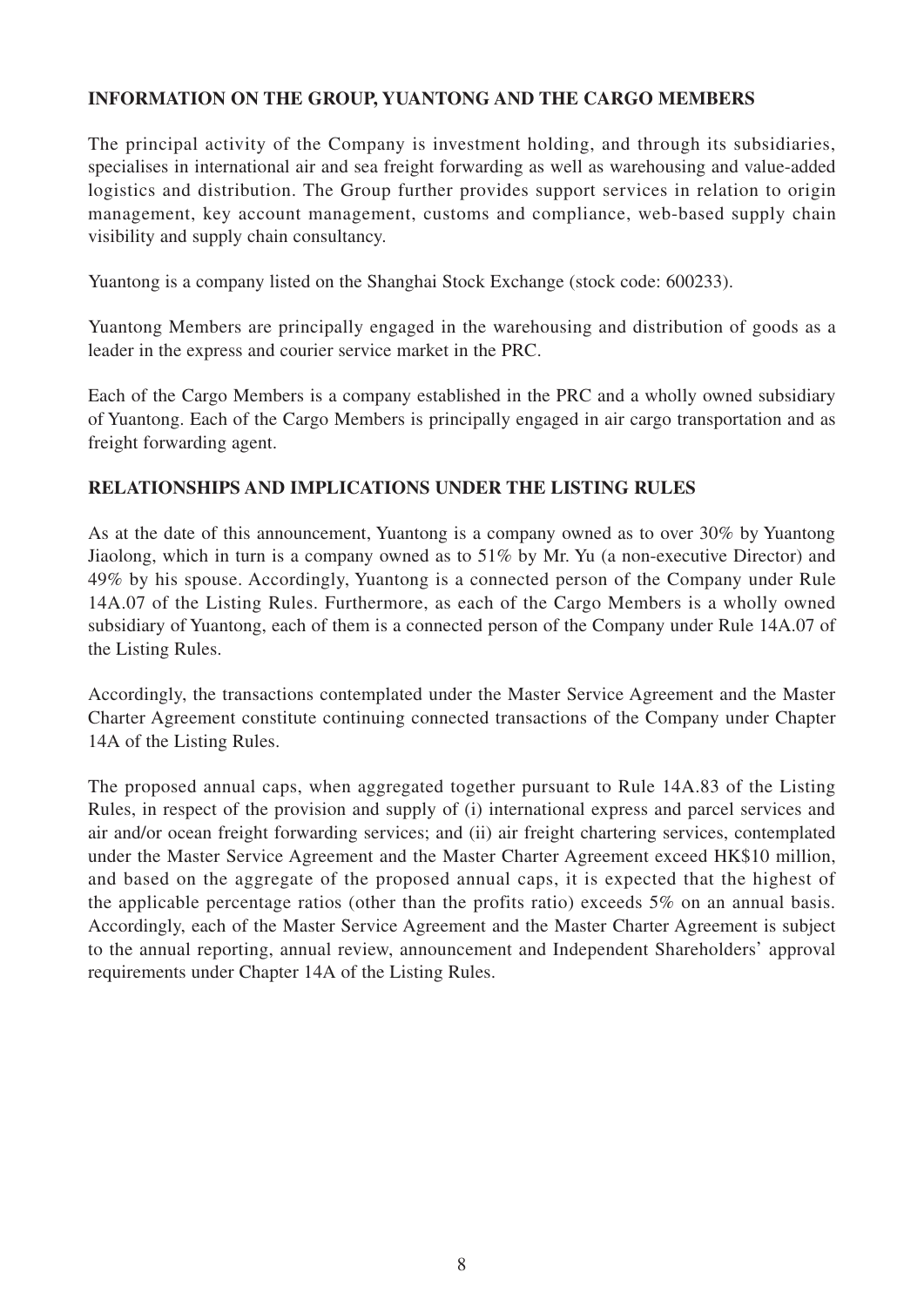## INFORMATION ON THE GROUP, YUANTONG AND THE CARGO MEMBERS

The principal activity of the Company is investment holding, and through its subsidiaries, specialises in international air and sea freight forwarding as well as warehousing and value-added logistics and distribution. The Group further provides support services in relation to origin management, key account management, customs and compliance, web-based supply chain visibility and supply chain consultancy.

Yuantong is a company listed on the Shanghai Stock Exchange (stock code: 600233).

Yuantong Members are principally engaged in the warehousing and distribution of goods as a leader in the express and courier service market in the PRC.

Each of the Cargo Members is a company established in the PRC and a wholly owned subsidiary of Yuantong. Each of the Cargo Members is principally engaged in air cargo transportation and as freight forwarding agent.

## RELATIONSHIPS AND IMPLICATIONS UNDER THE LISTING RULES

As at the date of this announcement, Yuantong is a company owned as to over 30% by Yuantong Jiaolong, which in turn is a company owned as to 51% by Mr. Yu (a non-executive Director) and 49% by his spouse. Accordingly, Yuantong is a connected person of the Company under Rule 14A.07 of the Listing Rules. Furthermore, as each of the Cargo Members is a wholly owned subsidiary of Yuantong, each of them is a connected person of the Company under Rule 14A.07 of the Listing Rules.

Accordingly, the transactions contemplated under the Master Service Agreement and the Master Charter Agreement constitute continuing connected transactions of the Company under Chapter 14A of the Listing Rules.

The proposed annual caps, when aggregated together pursuant to Rule 14A.83 of the Listing Rules, in respect of the provision and supply of (i) international express and parcel services and air and/or ocean freight forwarding services; and (ii) air freight chartering services, contemplated under the Master Service Agreement and the Master Charter Agreement exceed HK$10 million, and based on the aggregate of the proposed annual caps, it is expected that the highest of the applicable percentage ratios (other than the profits ratio) exceeds 5% on an annual basis. Accordingly, each of the Master Service Agreement and the Master Charter Agreement is subject to the annual reporting, annual review, announcement and Independent Shareholders' approval requirements under Chapter 14A of the Listing Rules.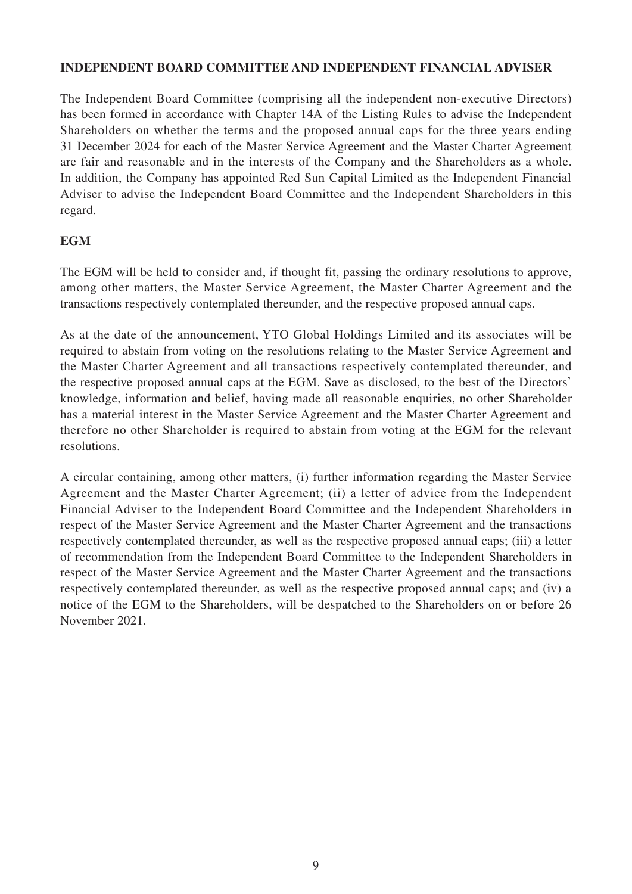## INDEPENDENT BOARD COMMITTEE AND INDEPENDENT FINANCIAL ADVISER

The Independent Board Committee (comprising all the independent non-executive Directors) has been formed in accordance with Chapter 14A of the Listing Rules to advise the Independent Shareholders on whether the terms and the proposed annual caps for the three years ending 31 December 2024 for each of the Master Service Agreement and the Master Charter Agreement are fair and reasonable and in the interests of the Company and the Shareholders as a whole. In addition, the Company has appointed Red Sun Capital Limited as the Independent Financial Adviser to advise the Independent Board Committee and the Independent Shareholders in this regard.

## EGM

The EGM will be held to consider and, if thought fit, passing the ordinary resolutions to approve, among other matters, the Master Service Agreement, the Master Charter Agreement and the transactions respectively contemplated thereunder, and the respective proposed annual caps.

As at the date of the announcement, YTO Global Holdings Limited and its associates will be required to abstain from voting on the resolutions relating to the Master Service Agreement and the Master Charter Agreement and all transactions respectively contemplated thereunder, and the respective proposed annual caps at the EGM. Save as disclosed, to the best of the Directors' knowledge, information and belief, having made all reasonable enquiries, no other Shareholder has a material interest in the Master Service Agreement and the Master Charter Agreement and therefore no other Shareholder is required to abstain from voting at the EGM for the relevant resolutions.

A circular containing, among other matters, (i) further information regarding the Master Service Agreement and the Master Charter Agreement; (ii) a letter of advice from the Independent Financial Adviser to the Independent Board Committee and the Independent Shareholders in respect of the Master Service Agreement and the Master Charter Agreement and the transactions respectively contemplated thereunder, as well as the respective proposed annual caps; (iii) a letter of recommendation from the Independent Board Committee to the Independent Shareholders in respect of the Master Service Agreement and the Master Charter Agreement and the transactions respectively contemplated thereunder, as well as the respective proposed annual caps; and (iv) a notice of the EGM to the Shareholders, will be despatched to the Shareholders on or before 26 November 2021.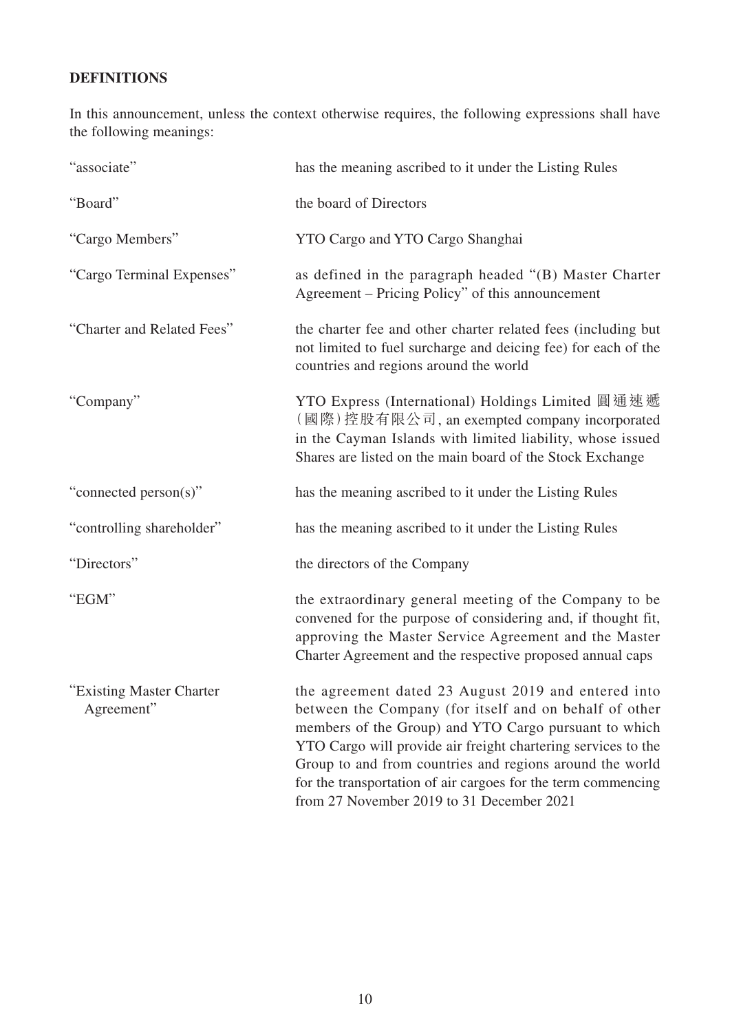## DEFINITIONS

In this announcement, unless the context otherwise requires, the following expressions shall have the following meanings:

| | |
|---|---|
| "associate" | has the meaning ascribed to it under the Listing Rules |
| "Board" | the board of Directors |
| "Cargo Members" | YTO Cargo and YTO Cargo Shanghai |
| "Cargo Terminal Expenses" | as defined in the paragraph headed "(B) Master Charter Agreement – Pricing Policy" of this announcement |
| "Charter and Related Fees" | the charter fee and other charter related fees (including but not limited to fuel surcharge and deicing fee) for each of the countries and regions around the world |
| "Company" | YTO Express (International) Holdings Limited 圓通速遞(國際)控股有限公司, an exempted company incorporated in the Cayman Islands with limited liability, whose issued Shares are listed on the main board of the Stock Exchange |
| "connected person(s)" | has the meaning ascribed to it under the Listing Rules |
| "controlling shareholder" | has the meaning ascribed to it under the Listing Rules |
| "Directors" | the directors of the Company |
| "EGM" | the extraordinary general meeting of the Company to be convened for the purpose of considering and, if thought fit, approving the Master Service Agreement and the Master Charter Agreement and the respective proposed annual caps |
| "Existing Master Charter Agreement" | the agreement dated 23 August 2019 and entered into between the Company (for itself and on behalf of other members of the Group) and YTO Cargo pursuant to which YTO Cargo will provide air freight chartering services to the Group to and from countries and regions around the world for the transportation of air cargoes for the term commencing from 27 November 2019 to 31 December 2021 |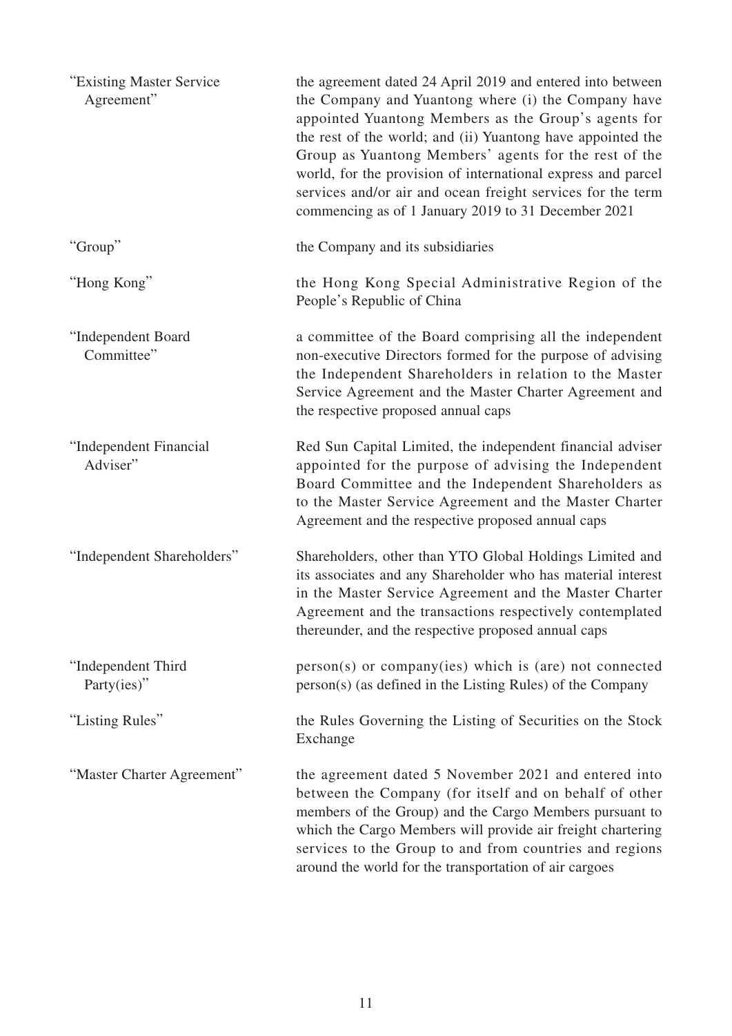| | |
|---|---|
| "Existing Master Service Agreement" | the agreement dated 24 April 2019 and entered into between the Company and Yuantong where (i) the Company have appointed Yuantong Members as the Group's agents for the rest of the world; and (ii) Yuantong have appointed the Group as Yuantong Members' agents for the rest of the world, for the provision of international express and parcel services and/or air and ocean freight services for the term commencing as of 1 January 2019 to 31 December 2021 |
| "Group" | the Company and its subsidiaries |
| "Hong Kong" | the Hong Kong Special Administrative Region of the People's Republic of China |
| "Independent Board Committee" | a committee of the Board comprising all the independent non-executive Directors formed for the purpose of advising the Independent Shareholders in relation to the Master Service Agreement and the Master Charter Agreement and the respective proposed annual caps |
| "Independent Financial Adviser" | Red Sun Capital Limited, the independent financial adviser appointed for the purpose of advising the Independent Board Committee and the Independent Shareholders as to the Master Service Agreement and the Master Charter Agreement and the respective proposed annual caps |
| "Independent Shareholders" | Shareholders, other than YTO Global Holdings Limited and its associates and any Shareholder who has material interest in the Master Service Agreement and the Master Charter Agreement and the transactions respectively contemplated thereunder, and the respective proposed annual caps |
| "Independent Third Party(ies)" | person(s) or company(ies) which is (are) not connected person(s) (as defined in the Listing Rules) of the Company |
| "Listing Rules" | the Rules Governing the Listing of Securities on the Stock Exchange |
| "Master Charter Agreement" | the agreement dated 5 November 2021 and entered into between the Company (for itself and on behalf of other members of the Group) and the Cargo Members pursuant to which the Cargo Members will provide air freight chartering services to the Group to and from countries and regions around the world for the transportation of air cargoes |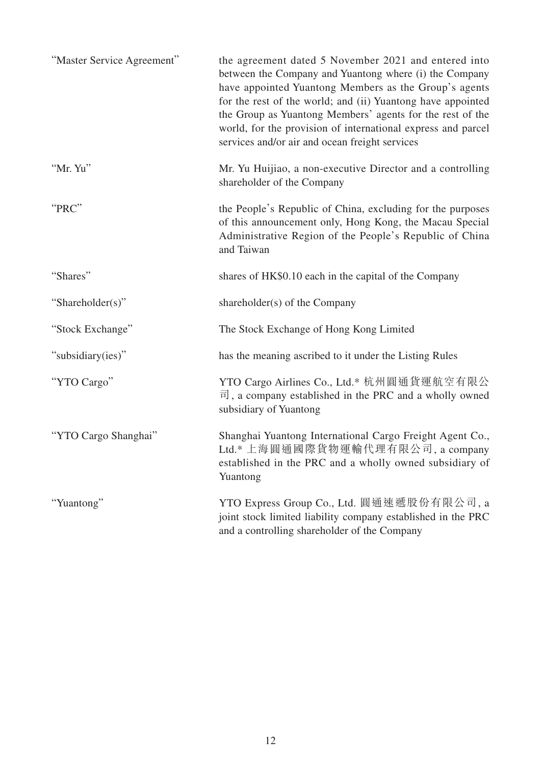| | |
|---|---|
| "Master Service Agreement" | the agreement dated 5 November 2021 and entered into between the Company and Yuantong where (i) the Company have appointed Yuantong Members as the Group's agents for the rest of the world; and (ii) Yuantong have appointed the Group as Yuantong Members' agents for the rest of the world, for the provision of international express and parcel services and/or air and ocean freight services |
| "Mr. Yu" | Mr. Yu Huijiao, a non-executive Director and a controlling shareholder of the Company |
| "PRC" | the People's Republic of China, excluding for the purposes of this announcement only, Hong Kong, the Macau Special Administrative Region of the People's Republic of China and Taiwan |
| "Shares" | shares of HK$0.10 each in the capital of the Company |
| "Shareholder(s)" | shareholder(s) of the Company |
| "Stock Exchange" | The Stock Exchange of Hong Kong Limited |
| "subsidiary(ies)" | has the meaning ascribed to it under the Listing Rules |
| "YTO Cargo" | YTO Cargo Airlines Co., Ltd.* 杭州圓通貨運航空有限公司, a company established in the PRC and a wholly owned subsidiary of Yuantong |
| "YTO Cargo Shanghai" | Shanghai Yuantong International Cargo Freight Agent Co., Ltd.* 上海圓通國際貨物運輸代理有限公司, a company established in the PRC and a wholly owned subsidiary of Yuantong |
| "Yuantong" | YTO Express Group Co., Ltd. 圓通速遞股份有限公司, a joint stock limited liability company established in the PRC and a controlling shareholder of the Company |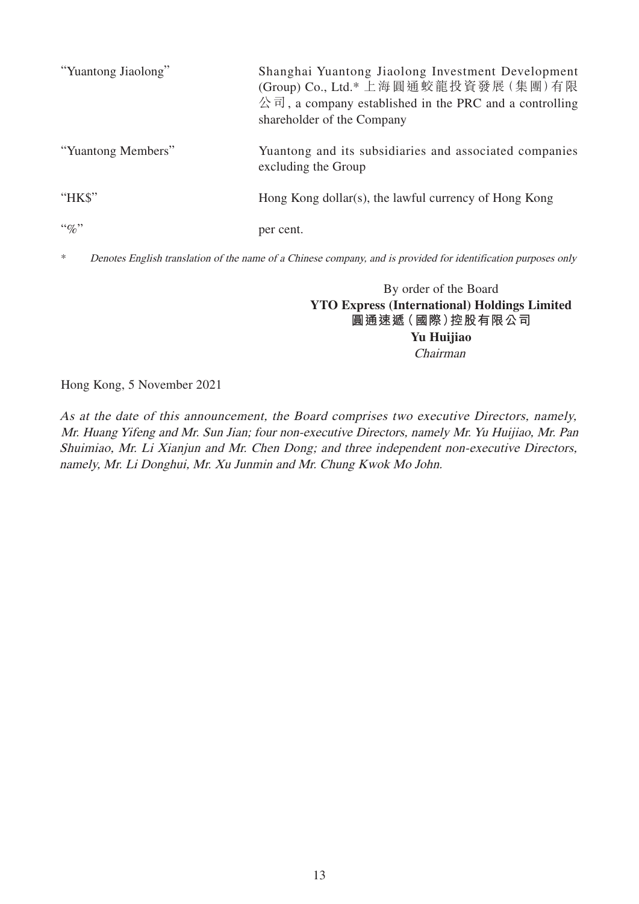| | |
|---|---|
| "Yuantong Jiaolong" | Shanghai Yuantong Jiaolong Investment Development (Group) Co., Ltd.* 上海圓通蛟龍投資發展(集團)有限公司, a company established in the PRC and a controlling shareholder of the Company |
| "Yuantong Members" | Yuantong and its subsidiaries and associated companies excluding the Group |
| "HK$" | Hong Kong dollar(s), the lawful currency of Hong Kong |
| "%" | per cent. |

\* *Denotes English translation of the name of a Chinese company, and is provided for identification purposes only*

By order of the Board
**YTO Express (International) Holdings Limited**
**圓通速遞(國際)控股有限公司**
**Yu Huijiao**
*Chairman*

Hong Kong, 5 November 2021

*As at the date of this announcement, the Board comprises two executive Directors, namely, Mr. Huang Yifeng and Mr. Sun Jian; four non-executive Directors, namely Mr. Yu Huijiao, Mr. Pan Shuimiao, Mr. Li Xianjun and Mr. Chen Dong; and three independent non-executive Directors, namely, Mr. Li Donghui, Mr. Xu Junmin and Mr. Chung Kwok Mo John.*